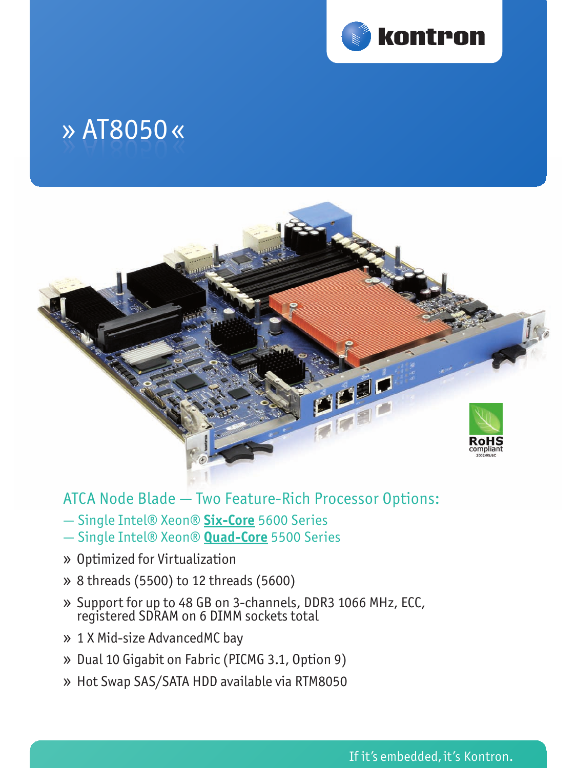# » AT8050 «

## ATCA Node Blade — Two Feature-Rich Processor Options:

— Single Intel® Xeon® **Six-Core** 5600 Series
— Single Intel® Xeon® **Quad-Core** 5500 Series

- » Optimized for Virtualization
- » 8 threads (5500) to 12 threads (5600)
- » Support for up to 48 GB on 3-channels, DDR3 1066 MHz, ECC, registered SDRAM on 6 DIMM sockets total
- » 1 X Mid-size AdvancedMC bay
- » Dual 10 Gigabit on Fabric (PICMG 3.1, Option 9)
- » Hot Swap SAS/SATA HDD available via RTM8050

If it's embedded, it's Kontron.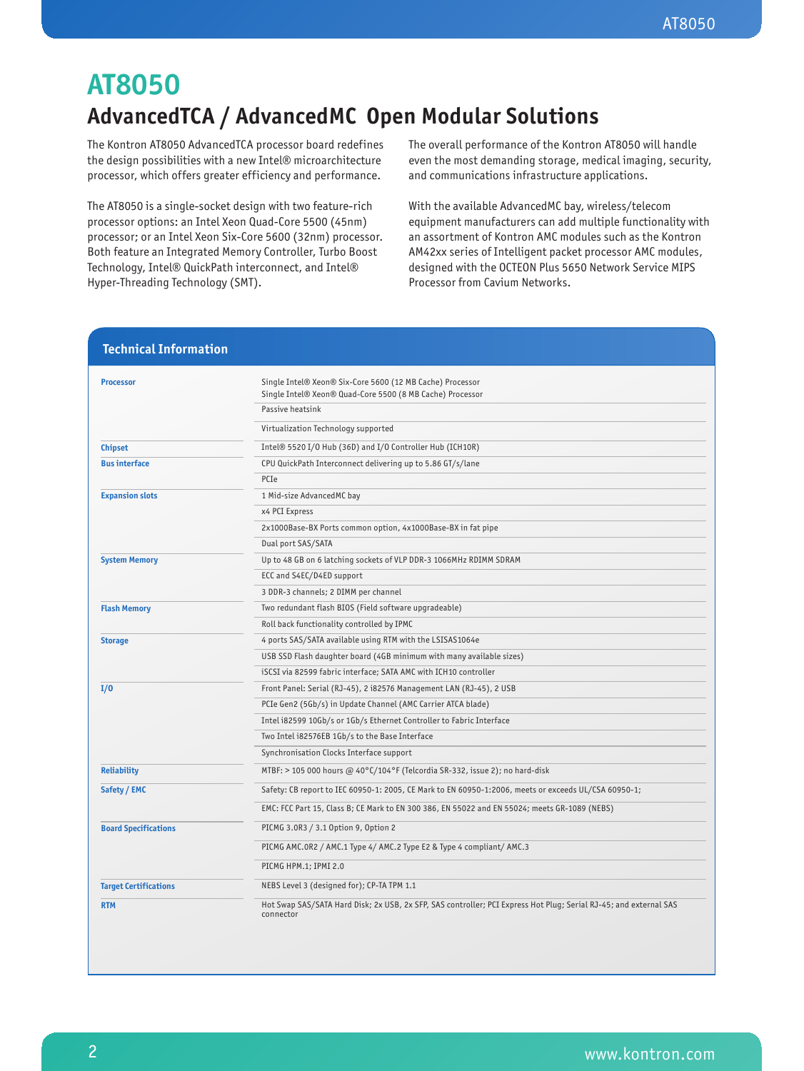# AT8050

## AdvancedTCA / AdvancedMC Open Modular Solutions

The Kontron AT8050 AdvancedTCA processor board redefines the design possibilities with a new Intel® microarchitecture processor, which offers greater efficiency and performance.

The AT8050 is a single-socket design with two feature-rich processor options: an Intel Xeon Quad-Core 5500 (45nm) processor; or an Intel Xeon Six-Core 5600 (32nm) processor. Both feature an Integrated Memory Controller, Turbo Boost Technology, Intel® QuickPath interconnect, and Intel® Hyper-Threading Technology (SMT).

The overall performance of the Kontron AT8050 will handle even the most demanding storage, medical imaging, security, and communications infrastructure applications.

With the available AdvancedMC bay, wireless/telecom equipment manufacturers can add multiple functionality with an assortment of Kontron AMC modules such as the Kontron AM42xx series of Intelligent packet processor AMC modules, designed with the OCTEON Plus 5650 Network Service MIPS Processor from Cavium Networks.

### Technical Information

| | |
|---|---|
| **Processor** | Single Intel® Xeon® Six-Core 5600 (12 MB Cache) Processor<br>Single Intel® Xeon® Quad-Core 5500 (8 MB Cache) Processor |
| | Passive heatsink |
| | Virtualization Technology supported |
| **Chipset** | Intel® 5520 I/O Hub (36D) and I/O Controller Hub (ICH10R) |
| **Bus interface** | CPU QuickPath Interconnect delivering up to 5.86 GT/s/lane |
| | PCIe |
| **Expansion slots** | 1 Mid-size AdvancedMC bay |
| | x4 PCI Express |
| | 2x1000Base-BX Ports common option, 4x1000Base-BX in fat pipe |
| | Dual port SAS/SATA |
| **System Memory** | Up to 48 GB on 6 latching sockets of VLP DDR-3 1066MHz RDIMM SDRAM |
| | ECC and S4EC/D4ED support |
| | 3 DDR-3 channels; 2 DIMM per channel |
| **Flash Memory** | Two redundant flash BIOS (Field software upgradeable) |
| | Roll back functionality controlled by IPMC |
| **Storage** | 4 ports SAS/SATA available using RTM with the LSISAS1064e |
| | USB SSD Flash daughter board (4GB minimum with many available sizes) |
| | iSCSI via 82599 fabric interface; SATA AMC with ICH10 controller |
| **I/O** | Front Panel: Serial (RJ-45), 2 i82576 Management LAN (RJ-45), 2 USB |
| | PCIe Gen2 (5Gb/s) in Update Channel (AMC Carrier ATCA blade) |
| | Intel i82599 10Gb/s or 1Gb/s Ethernet Controller to Fabric Interface |
| | Two Intel i82576EB 1Gb/s to the Base Interface |
| | Synchronisation Clocks Interface support |
| **Reliability** | MTBF: > 105 000 hours @ 40°C/104°F (Telcordia SR-332, issue 2); no hard-disk |
| **Safety / EMC** | Safety: CB report to IEC 60950-1: 2005, CE Mark to EN 60950-1:2006, meets or exceeds UL/CSA 60950-1; |
| | EMC: FCC Part 15, Class B; CE Mark to EN 300 386, EN 55022 and EN 55024; meets GR-1089 (NEBS) |
| **Board Specifications** | PICMG 3.0R3 / 3.1 Option 9, Option 2 |
| | PICMG AMC.0R2 / AMC.1 Type 4/ AMC.2 Type E2 & Type 4 compliant/ AMC.3 |
| | PICMG HPM.1; IPMI 2.0 |
| **Target Certifications** | NEBS Level 3 (designed for); CP-TA TPM 1.1 |
| **RTM** | Hot Swap SAS/SATA Hard Disk; 2x USB, 2x SFP, SAS controller; PCI Express Hot Plug; Serial RJ-45; and external SAS connector |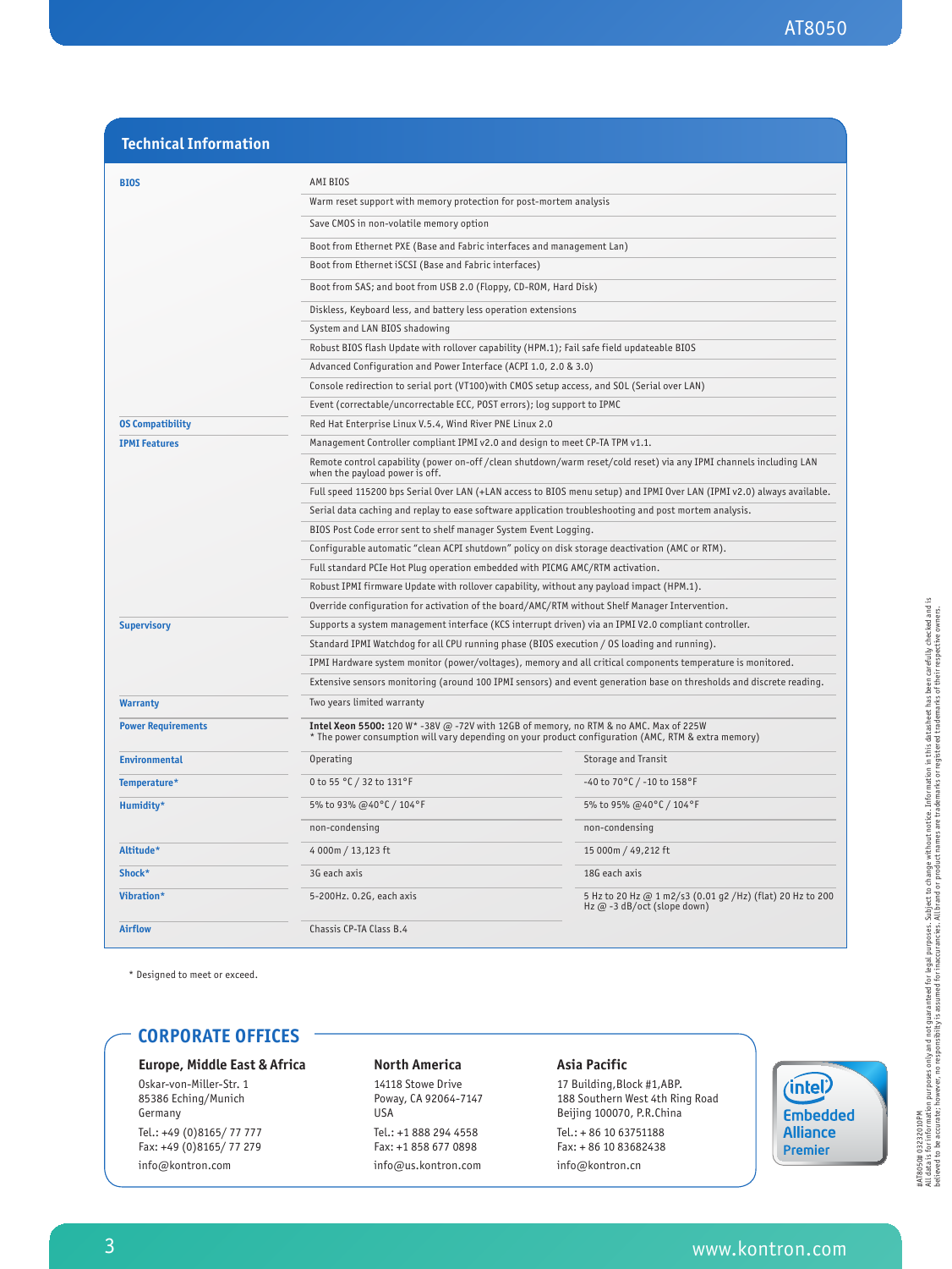## Technical Information

| | | |
|---|---|---|
| **BIOS** | AMI BIOS | |
| | Warm reset support with memory protection for post-mortem analysis | |
| | Save CMOS in non-volatile memory option | |
| | Boot from Ethernet PXE (Base and Fabric interfaces and management Lan) | |
| | Boot from Ethernet iSCSI (Base and Fabric interfaces) | |
| | Boot from SAS; and boot from USB 2.0 (Floppy, CD-ROM, Hard Disk) | |
| | Diskless, Keyboard less, and battery less operation extensions | |
| | System and LAN BIOS shadowing | |
| | Robust BIOS flash Update with rollover capability (HPM.1); Fail safe field updateable BIOS | |
| | Advanced Configuration and Power Interface (ACPI 1.0, 2.0 & 3.0) | |
| | Console redirection to serial port (VT100)with CMOS setup access, and SOL (Serial over LAN) | |
| | Event (correctable/uncorrectable ECC, POST errors); log support to IPMC | |
| **OS Compatibility** | Red Hat Enterprise Linux V.5.4, Wind River PNE Linux 2.0 | |
| **IPMI Features** | Management Controller compliant IPMI v2.0 and design to meet CP-TA TPM v1.1. | |
| | Remote control capability (power on-off /clean shutdown/warm reset/cold reset) via any IPMI channels including LAN when the payload power is off. | |
| | Full speed 115200 bps Serial Over LAN (+LAN access to BIOS menu setup) and IPMI Over LAN (IPMI v2.0) always available. | |
| | Serial data caching and replay to ease software application troubleshooting and post mortem analysis. | |
| | BIOS Post Code error sent to shelf manager System Event Logging. | |
| | Configurable automatic "clean ACPI shutdown" policy on disk storage deactivation (AMC or RTM). | |
| | Full standard PCIe Hot Plug operation embedded with PICMG AMC/RTM activation. | |
| | Robust IPMI firmware Update with rollover capability, without any payload impact (HPM.1). | |
| | Override configuration for activation of the board/AMC/RTM without Shelf Manager Intervention. | |
| **Supervisory** | Supports a system management interface (KCS interrupt driven) via an IPMI V2.0 compliant controller. | |
| | Standard IPMI Watchdog for all CPU running phase (BIOS execution / OS loading and running). | |
| | IPMI Hardware system monitor (power/voltages), memory and all critical components temperature is monitored. | |
| | Extensive sensors monitoring (around 100 IPMI sensors) and event generation base on thresholds and discrete reading. | |
| **Warranty** | Two years limited warranty | |
| **Power Requirements** | **Intel Xeon 5500:** 120 W* -38V @ -72V with 12GB of memory, no RTM & no AMC. Max of 225W<br>* The power consumption will vary depending on your product configuration (AMC, RTM & extra memory) | |
| **Environmental** | Operating | Storage and Transit |
| **Temperature*** | 0 to 55 °C / 32 to 131°F | -40 to 70°C / -10 to 158°F |
| **Humidity*** | 5% to 93% @40°C / 104°F | 5% to 95% @40°C / 104°F |
| | non-condensing | non-condensing |
| **Altitude*** | 4 000m / 13,123 ft | 15 000m / 49,212 ft |
| **Shock*** | 3G each axis | 18G each axis |
| **Vibration*** | 5-200Hz. 0.2G, each axis | 5 Hz to 20 Hz @ 1 m2/s3 (0.01 g2 /Hz) (flat) 20 Hz to 200 Hz @ -3 dB/oct (slope down) |
| **Airflow** | Chassis CP-TA Class B.4 | |

* Designed to meet or exceed.

## CORPORATE OFFICES

### Europe, Middle East & Africa
Oskar-von-Miller-Str. 1
85386 Eching/Munich
Germany
Tel.: +49 (0)8165/ 77 777
Fax: +49 (0)8165/ 77 279
info@kontron.com

### North America
14118 Stowe Drive
Poway, CA 92064-7147
USA
Tel.: +1 888 294 4558
Fax: +1 858 677 0898
info@us.kontron.com

### Asia Pacific
17 Building,Block #1,ABP.
188 Southern West 4th Ring Road
Beijing 100070, P.R.China
Tel.: + 86 10 63751188
Fax: + 86 10 83682438
info@kontron.cn

intel Embedded Alliance Premier

#AT8050# 03232010PM
All data is for information purposes only and not guaranteed for legal purposes. Subject to change without notice. Information in this datasheet has been carefully checked and is believed to be accurate; however, no responsibility is assumed for inaccuracies. All brand or product names are trademarks or registered trademarks of their respective owners.

www.kontron.com